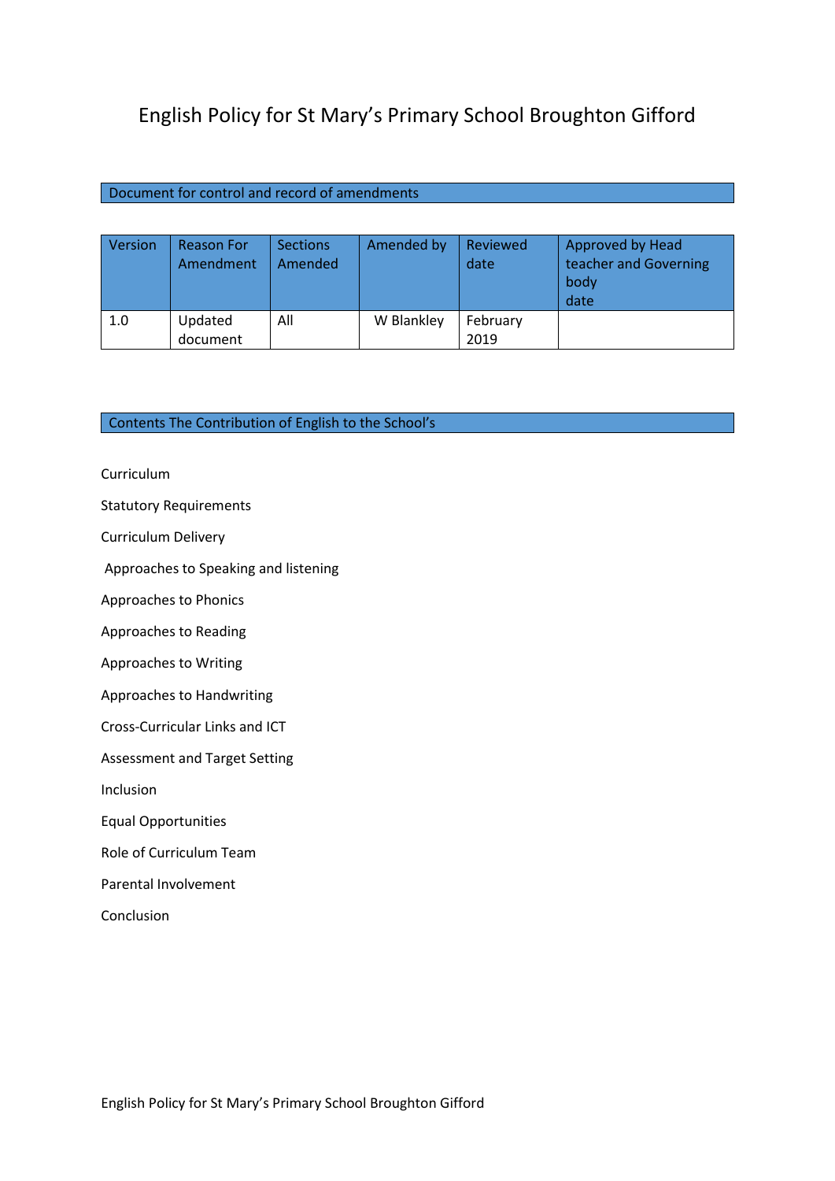# English Policy for St Mary's Primary School Broughton Gifford

## Document for control and record of amendments

| Version | Reason For Amendment | Sections Amended | Amended by | Reviewed date | Approved by Head teacher and Governing body date |
|---|---|---|---|---|---|
| 1.0 | Updated document | All | W Blankley | February 2019 | |

## Contents The Contribution of English to the School's

Curriculum

Statutory Requirements

Curriculum Delivery

Approaches to Speaking and listening

Approaches to Phonics

Approaches to Reading

Approaches to Writing

Approaches to Handwriting

Cross-Curricular Links and ICT

Assessment and Target Setting

Inclusion

Equal Opportunities

Role of Curriculum Team

Parental Involvement

Conclusion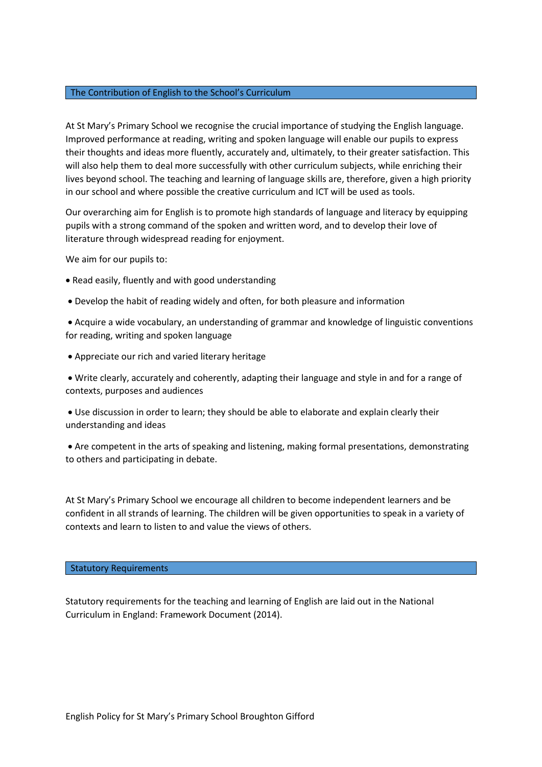## The Contribution of English to the School's Curriculum

At St Mary's Primary School we recognise the crucial importance of studying the English language. Improved performance at reading, writing and spoken language will enable our pupils to express their thoughts and ideas more fluently, accurately and, ultimately, to their greater satisfaction. This will also help them to deal more successfully with other curriculum subjects, while enriching their lives beyond school. The teaching and learning of language skills are, therefore, given a high priority in our school and where possible the creative curriculum and ICT will be used as tools.

Our overarching aim for English is to promote high standards of language and literacy by equipping pupils with a strong command of the spoken and written word, and to develop their love of literature through widespread reading for enjoyment.

We aim for our pupils to:

- Read easily, fluently and with good understanding
- Develop the habit of reading widely and often, for both pleasure and information
- Acquire a wide vocabulary, an understanding of grammar and knowledge of linguistic conventions for reading, writing and spoken language
- Appreciate our rich and varied literary heritage
- Write clearly, accurately and coherently, adapting their language and style in and for a range of contexts, purposes and audiences
- Use discussion in order to learn; they should be able to elaborate and explain clearly their understanding and ideas
- Are competent in the arts of speaking and listening, making formal presentations, demonstrating to others and participating in debate.

At St Mary's Primary School we encourage all children to become independent learners and be confident in all strands of learning. The children will be given opportunities to speak in a variety of contexts and learn to listen to and value the views of others.

## Statutory Requirements

Statutory requirements for the teaching and learning of English are laid out in the National Curriculum in England: Framework Document (2014).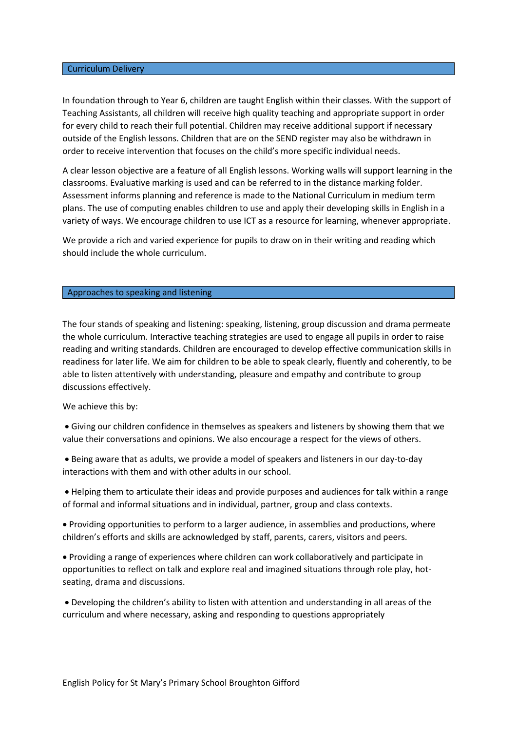## Curriculum Delivery

In foundation through to Year 6, children are taught English within their classes. With the support of Teaching Assistants, all children will receive high quality teaching and appropriate support in order for every child to reach their full potential. Children may receive additional support if necessary outside of the English lessons. Children that are on the SEND register may also be withdrawn in order to receive intervention that focuses on the child's more specific individual needs.

A clear lesson objective are a feature of all English lessons. Working walls will support learning in the classrooms. Evaluative marking is used and can be referred to in the distance marking folder. Assessment informs planning and reference is made to the National Curriculum in medium term plans. The use of computing enables children to use and apply their developing skills in English in a variety of ways. We encourage children to use ICT as a resource for learning, whenever appropriate.

We provide a rich and varied experience for pupils to draw on in their writing and reading which should include the whole curriculum.

## Approaches to speaking and listening

The four stands of speaking and listening: speaking, listening, group discussion and drama permeate the whole curriculum. Interactive teaching strategies are used to engage all pupils in order to raise reading and writing standards. Children are encouraged to develop effective communication skills in readiness for later life. We aim for children to be able to speak clearly, fluently and coherently, to be able to listen attentively with understanding, pleasure and empathy and contribute to group discussions effectively.

We achieve this by:

- Giving our children confidence in themselves as speakers and listeners by showing them that we value their conversations and opinions. We also encourage a respect for the views of others.
- Being aware that as adults, we provide a model of speakers and listeners in our day-to-day interactions with them and with other adults in our school.
- Helping them to articulate their ideas and provide purposes and audiences for talk within a range of formal and informal situations and in individual, partner, group and class contexts.
- Providing opportunities to perform to a larger audience, in assemblies and productions, where children's efforts and skills are acknowledged by staff, parents, carers, visitors and peers.
- Providing a range of experiences where children can work collaboratively and participate in opportunities to reflect on talk and explore real and imagined situations through role play, hot-seating, drama and discussions.
- Developing the children's ability to listen with attention and understanding in all areas of the curriculum and where necessary, asking and responding to questions appropriately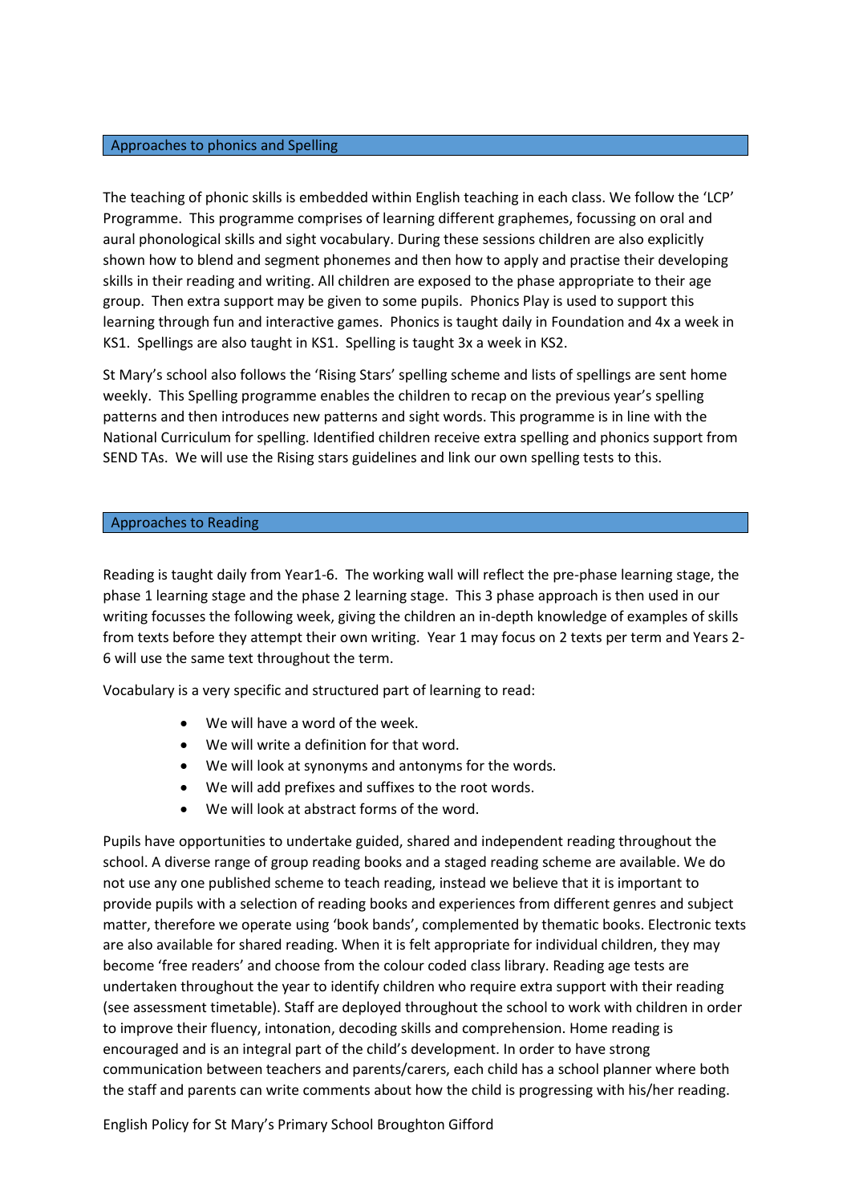## Approaches to phonics and Spelling

The teaching of phonic skills is embedded within English teaching in each class. We follow the 'LCP' Programme. This programme comprises of learning different graphemes, focussing on oral and aural phonological skills and sight vocabulary. During these sessions children are also explicitly shown how to blend and segment phonemes and then how to apply and practise their developing skills in their reading and writing. All children are exposed to the phase appropriate to their age group. Then extra support may be given to some pupils. Phonics Play is used to support this learning through fun and interactive games. Phonics is taught daily in Foundation and 4x a week in KS1. Spellings are also taught in KS1. Spelling is taught 3x a week in KS2.

St Mary's school also follows the 'Rising Stars' spelling scheme and lists of spellings are sent home weekly. This Spelling programme enables the children to recap on the previous year's spelling patterns and then introduces new patterns and sight words. This programme is in line with the National Curriculum for spelling. Identified children receive extra spelling and phonics support from SEND TAs. We will use the Rising stars guidelines and link our own spelling tests to this.

## Approaches to Reading

Reading is taught daily from Year1-6. The working wall will reflect the pre-phase learning stage, the phase 1 learning stage and the phase 2 learning stage. This 3 phase approach is then used in our writing focusses the following week, giving the children an in-depth knowledge of examples of skills from texts before they attempt their own writing. Year 1 may focus on 2 texts per term and Years 2-6 will use the same text throughout the term.

Vocabulary is a very specific and structured part of learning to read:

- We will have a word of the week.
- We will write a definition for that word.
- We will look at synonyms and antonyms for the words.
- We will add prefixes and suffixes to the root words.
- We will look at abstract forms of the word.

Pupils have opportunities to undertake guided, shared and independent reading throughout the school. A diverse range of group reading books and a staged reading scheme are available. We do not use any one published scheme to teach reading, instead we believe that it is important to provide pupils with a selection of reading books and experiences from different genres and subject matter, therefore we operate using 'book bands', complemented by thematic books. Electronic texts are also available for shared reading. When it is felt appropriate for individual children, they may become 'free readers' and choose from the colour coded class library. Reading age tests are undertaken throughout the year to identify children who require extra support with their reading (see assessment timetable). Staff are deployed throughout the school to work with children in order to improve their fluency, intonation, decoding skills and comprehension. Home reading is encouraged and is an integral part of the child's development. In order to have strong communication between teachers and parents/carers, each child has a school planner where both the staff and parents can write comments about how the child is progressing with his/her reading.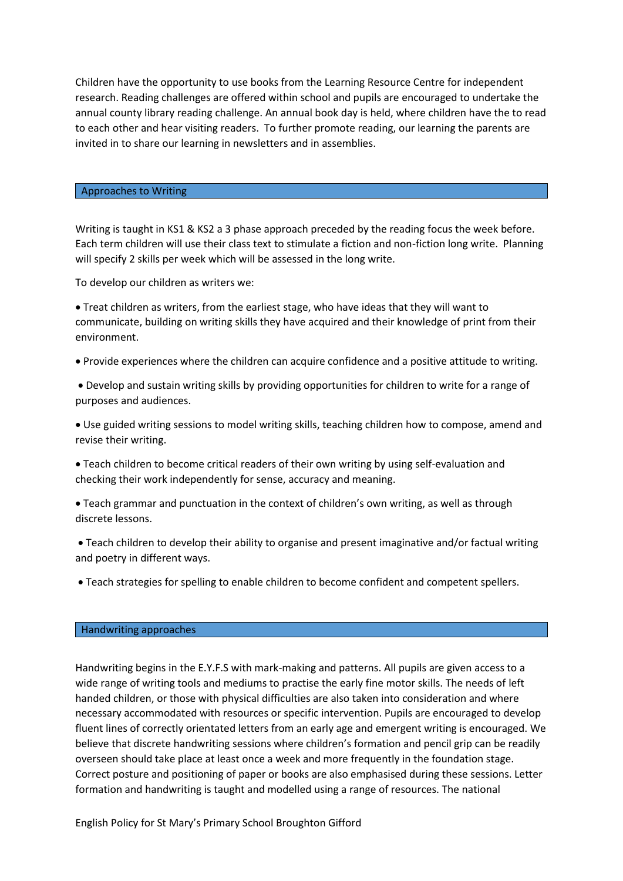Children have the opportunity to use books from the Learning Resource Centre for independent research. Reading challenges are offered within school and pupils are encouraged to undertake the annual county library reading challenge. An annual book day is held, where children have the to read to each other and hear visiting readers. To further promote reading, our learning the parents are invited in to share our learning in newsletters and in assemblies.

## Approaches to Writing

Writing is taught in KS1 & KS2 a 3 phase approach preceded by the reading focus the week before. Each term children will use their class text to stimulate a fiction and non-fiction long write. Planning will specify 2 skills per week which will be assessed in the long write.

To develop our children as writers we:

- Treat children as writers, from the earliest stage, who have ideas that they will want to communicate, building on writing skills they have acquired and their knowledge of print from their environment.
- Provide experiences where the children can acquire confidence and a positive attitude to writing.
- Develop and sustain writing skills by providing opportunities for children to write for a range of purposes and audiences.
- Use guided writing sessions to model writing skills, teaching children how to compose, amend and revise their writing.
- Teach children to become critical readers of their own writing by using self-evaluation and checking their work independently for sense, accuracy and meaning.
- Teach grammar and punctuation in the context of children's own writing, as well as through discrete lessons.
- Teach children to develop their ability to organise and present imaginative and/or factual writing and poetry in different ways.
- Teach strategies for spelling to enable children to become confident and competent spellers.

## Handwriting approaches

Handwriting begins in the E.Y.F.S with mark-making and patterns. All pupils are given access to a wide range of writing tools and mediums to practise the early fine motor skills. The needs of left handed children, or those with physical difficulties are also taken into consideration and where necessary accommodated with resources or specific intervention. Pupils are encouraged to develop fluent lines of correctly orientated letters from an early age and emergent writing is encouraged. We believe that discrete handwriting sessions where children's formation and pencil grip can be readily overseen should take place at least once a week and more frequently in the foundation stage. Correct posture and positioning of paper or books are also emphasised during these sessions. Letter formation and handwriting is taught and modelled using a range of resources. The national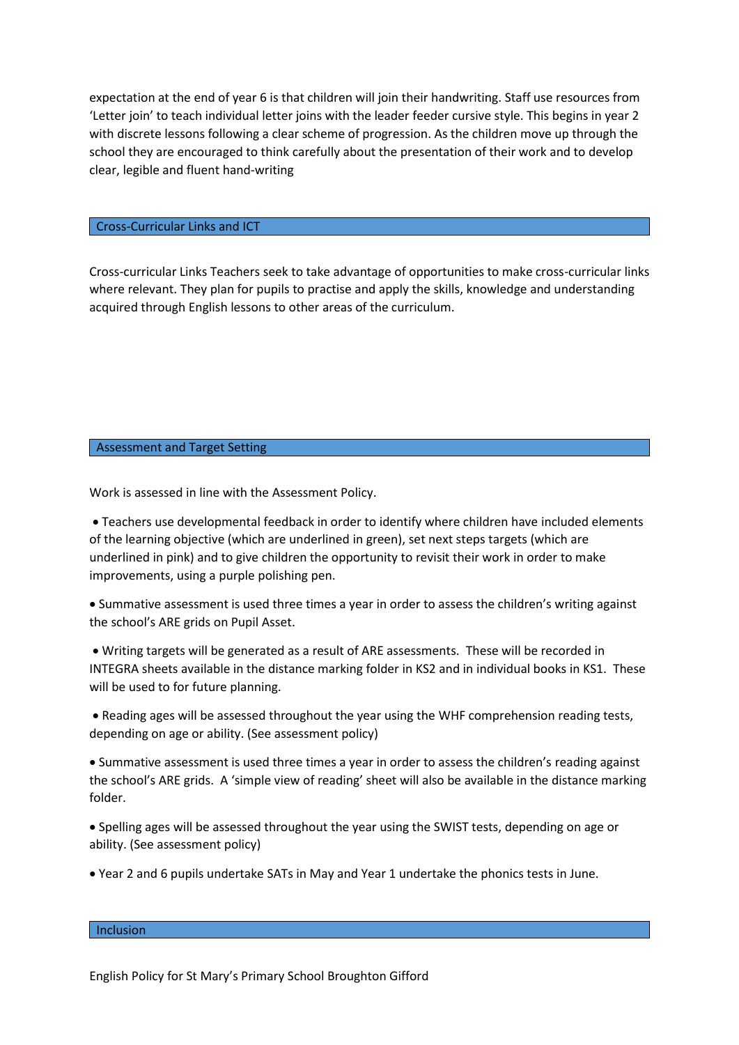expectation at the end of year 6 is that children will join their handwriting. Staff use resources from 'Letter join' to teach individual letter joins with the leader feeder cursive style. This begins in year 2 with discrete lessons following a clear scheme of progression. As the children move up through the school they are encouraged to think carefully about the presentation of their work and to develop clear, legible and fluent hand-writing

## Cross-Curricular Links and ICT

Cross-curricular Links Teachers seek to take advantage of opportunities to make cross-curricular links where relevant. They plan for pupils to practise and apply the skills, knowledge and understanding acquired through English lessons to other areas of the curriculum.

## Assessment and Target Setting

Work is assessed in line with the Assessment Policy.

- Teachers use developmental feedback in order to identify where children have included elements of the learning objective (which are underlined in green), set next steps targets (which are underlined in pink) and to give children the opportunity to revisit their work in order to make improvements, using a purple polishing pen.
- Summative assessment is used three times a year in order to assess the children's writing against the school's ARE grids on Pupil Asset.
- Writing targets will be generated as a result of ARE assessments. These will be recorded in INTEGRA sheets available in the distance marking folder in KS2 and in individual books in KS1. These will be used to for future planning.
- Reading ages will be assessed throughout the year using the WHF comprehension reading tests, depending on age or ability. (See assessment policy)
- Summative assessment is used three times a year in order to assess the children's reading against the school's ARE grids. A 'simple view of reading' sheet will also be available in the distance marking folder.
- Spelling ages will be assessed throughout the year using the SWIST tests, depending on age or ability. (See assessment policy)
- Year 2 and 6 pupils undertake SATs in May and Year 1 undertake the phonics tests in June.

## Inclusion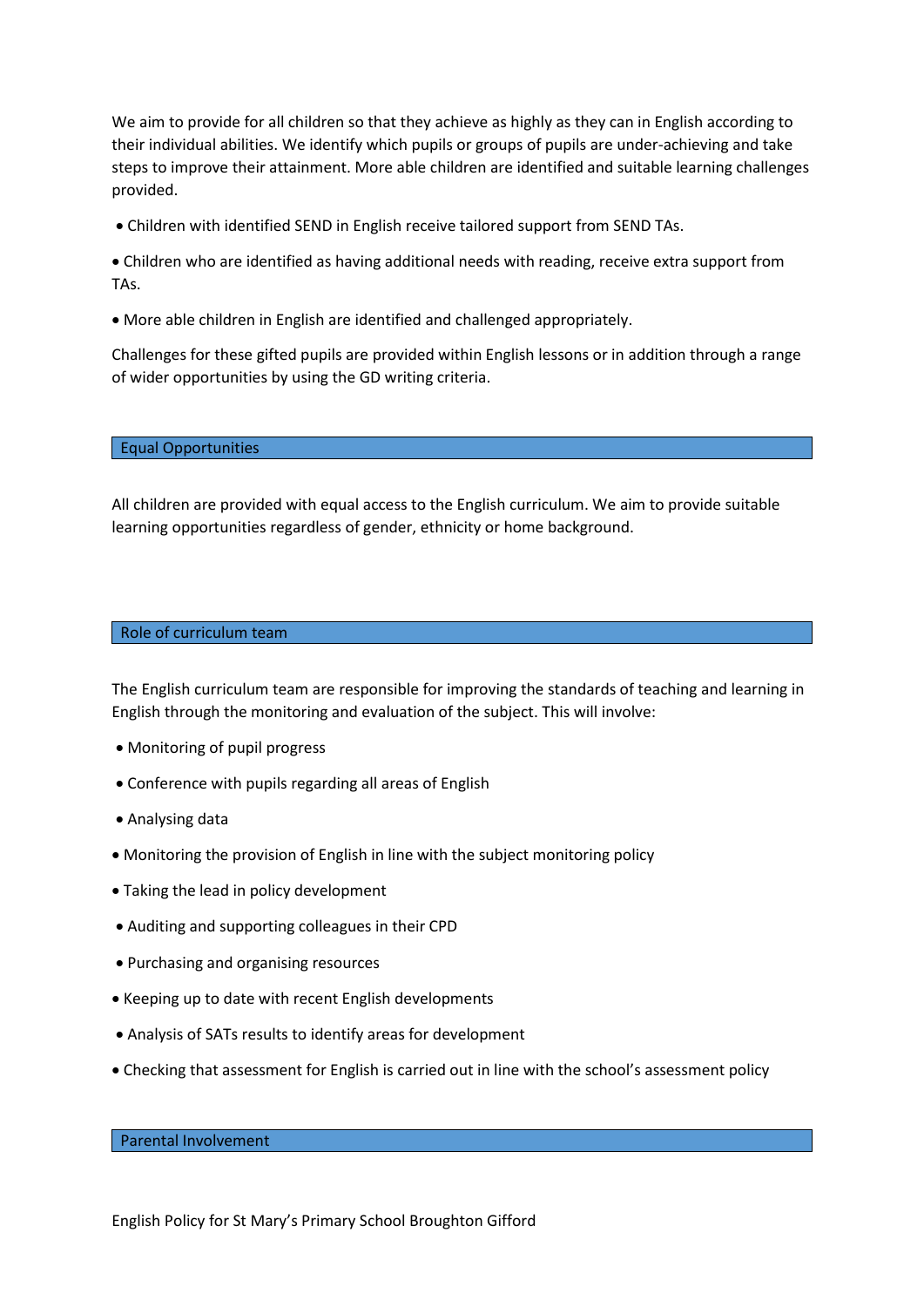We aim to provide for all children so that they achieve as highly as they can in English according to their individual abilities. We identify which pupils or groups of pupils are under-achieving and take steps to improve their attainment. More able children are identified and suitable learning challenges provided.

- Children with identified SEND in English receive tailored support from SEND TAs.
- Children who are identified as having additional needs with reading, receive extra support from TAs.
- More able children in English are identified and challenged appropriately.

Challenges for these gifted pupils are provided within English lessons or in addition through a range of wider opportunities by using the GD writing criteria.

## Equal Opportunities

All children are provided with equal access to the English curriculum. We aim to provide suitable learning opportunities regardless of gender, ethnicity or home background.

## Role of curriculum team

The English curriculum team are responsible for improving the standards of teaching and learning in English through the monitoring and evaluation of the subject. This will involve:

- Monitoring of pupil progress
- Conference with pupils regarding all areas of English
- Analysing data
- Monitoring the provision of English in line with the subject monitoring policy
- Taking the lead in policy development
- Auditing and supporting colleagues in their CPD
- Purchasing and organising resources
- Keeping up to date with recent English developments
- Analysis of SATs results to identify areas for development
- Checking that assessment for English is carried out in line with the school's assessment policy

## Parental Involvement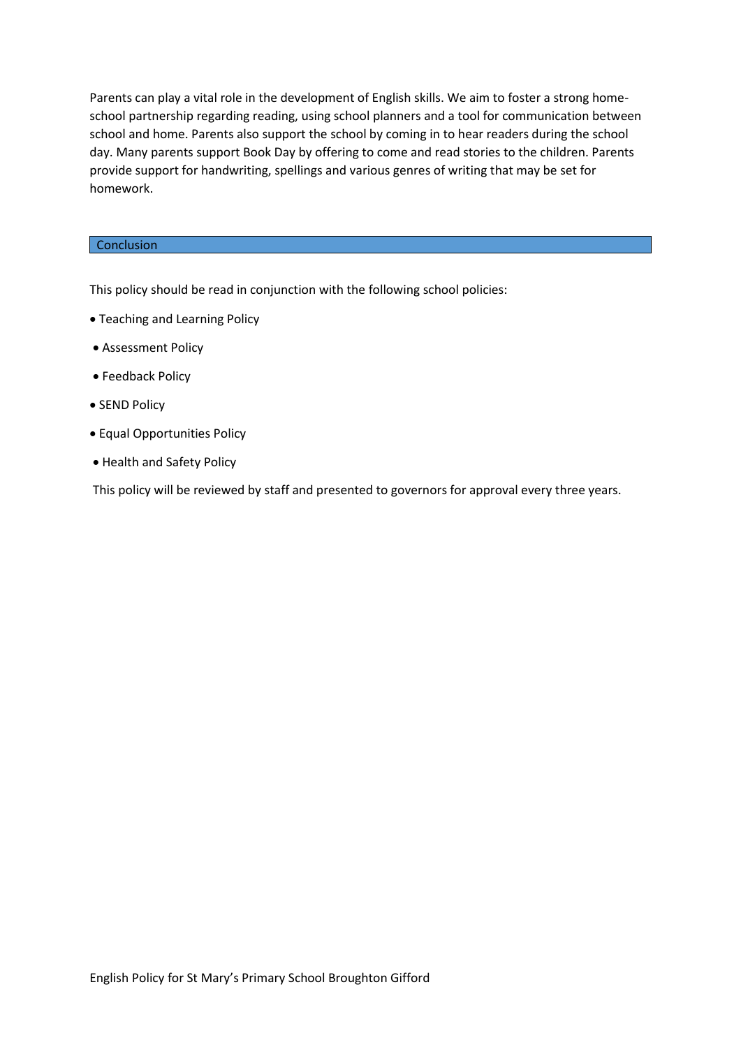Parents can play a vital role in the development of English skills. We aim to foster a strong home-school partnership regarding reading, using school planners and a tool for communication between school and home. Parents also support the school by coming in to hear readers during the school day. Many parents support Book Day by offering to come and read stories to the children. Parents provide support for handwriting, spellings and various genres of writing that may be set for homework.

## Conclusion

This policy should be read in conjunction with the following school policies:

- Teaching and Learning Policy
- Assessment Policy
- Feedback Policy
- SEND Policy
- Equal Opportunities Policy
- Health and Safety Policy

This policy will be reviewed by staff and presented to governors for approval every three years.